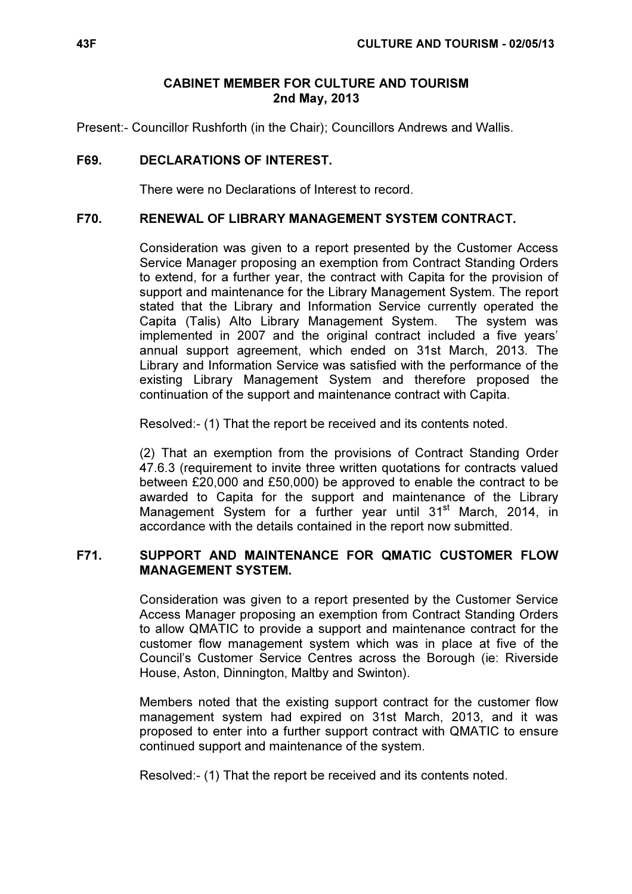# CABINET MEMBER FOR CULTURE AND TOURISM
## 2nd May, 2013

Present:- Councillor Rushforth (in the Chair); Councillors Andrews and Wallis.

### F69. DECLARATIONS OF INTEREST.

There were no Declarations of Interest to record.

### F70. RENEWAL OF LIBRARY MANAGEMENT SYSTEM CONTRACT.

Consideration was given to a report presented by the Customer Access Service Manager proposing an exemption from Contract Standing Orders to extend, for a further year, the contract with Capita for the provision of support and maintenance for the Library Management System. The report stated that the Library and Information Service currently operated the Capita (Talis) Alto Library Management System. The system was implemented in 2007 and the original contract included a five years' annual support agreement, which ended on 31st March, 2013. The Library and Information Service was satisfied with the performance of the existing Library Management System and therefore proposed the continuation of the support and maintenance contract with Capita.

Resolved:- (1) That the report be received and its contents noted.

(2) That an exemption from the provisions of Contract Standing Order 47.6.3 (requirement to invite three written quotations for contracts valued between £20,000 and £50,000) be approved to enable the contract to be awarded to Capita for the support and maintenance of the Library Management System for a further year until 31st March, 2014, in accordance with the details contained in the report now submitted.

### F71. SUPPORT AND MAINTENANCE FOR QMATIC CUSTOMER FLOW MANAGEMENT SYSTEM.

Consideration was given to a report presented by the Customer Service Access Manager proposing an exemption from Contract Standing Orders to allow QMATIC to provide a support and maintenance contract for the customer flow management system which was in place at five of the Council's Customer Service Centres across the Borough (ie: Riverside House, Aston, Dinnington, Maltby and Swinton).

Members noted that the existing support contract for the customer flow management system had expired on 31st March, 2013, and it was proposed to enter into a further support contract with QMATIC to ensure continued support and maintenance of the system.

Resolved:- (1) That the report be received and its contents noted.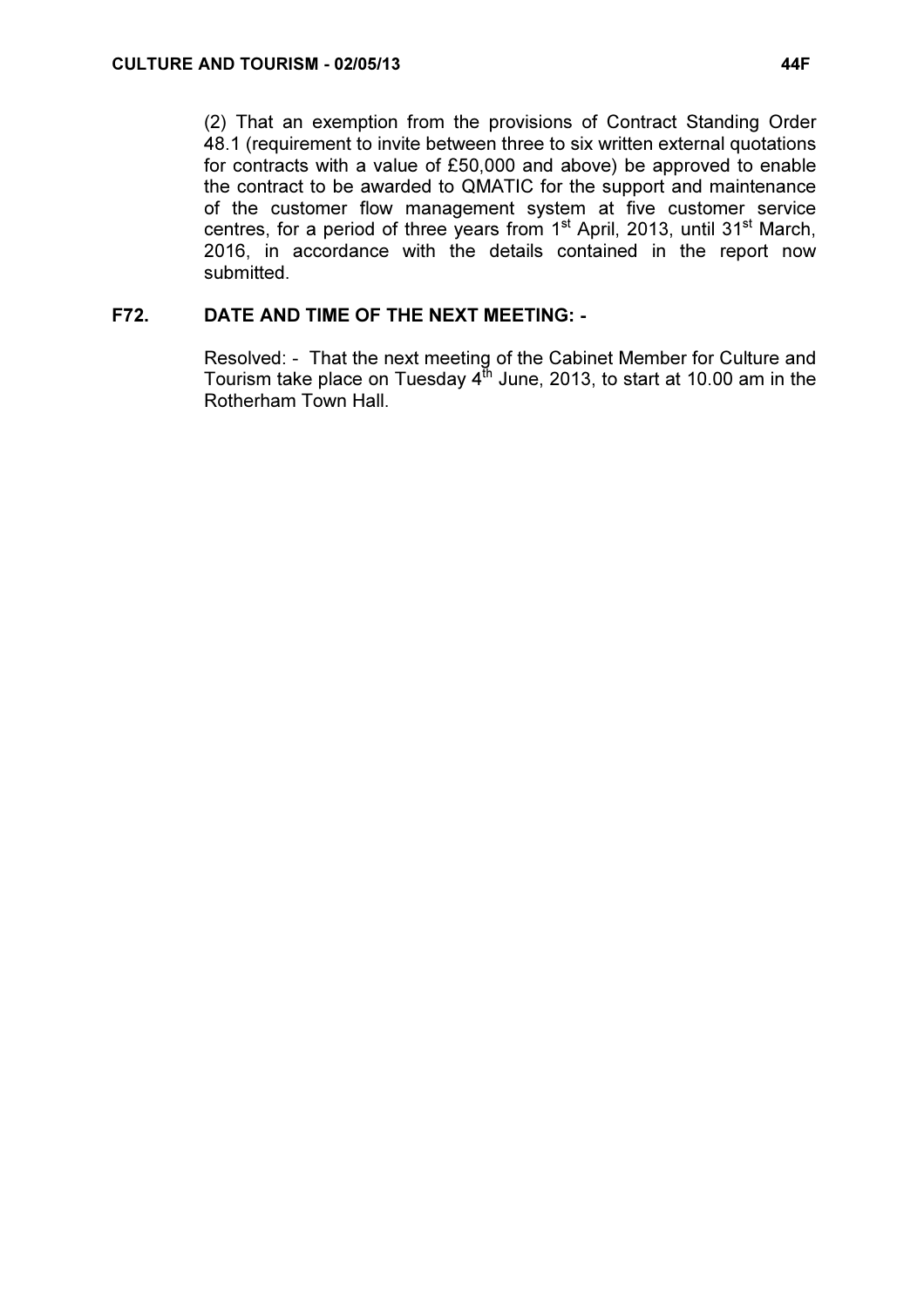(2) That an exemption from the provisions of Contract Standing Order 48.1 (requirement to invite between three to six written external quotations for contracts with a value of £50,000 and above) be approved to enable the contract to be awarded to QMATIC for the support and maintenance of the customer flow management system at five customer service centres, for a period of three years from 1st April, 2013, until 31st March, 2016, in accordance with the details contained in the report now submitted.

## F72. DATE AND TIME OF THE NEXT MEETING: -

Resolved: - That the next meeting of the Cabinet Member for Culture and Tourism take place on Tuesday 4th June, 2013, to start at 10.00 am in the Rotherham Town Hall.